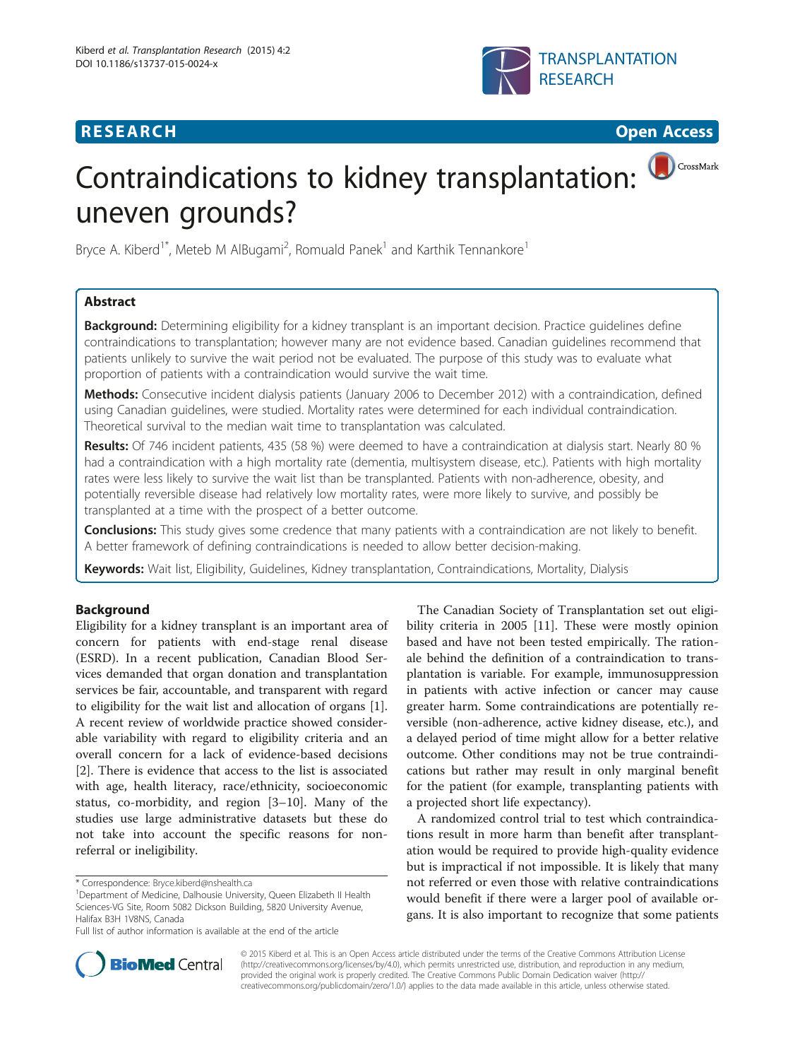**RESEARCH** **Open Access**

# Contraindications to kidney transplantation: uneven grounds?

Bryce A. Kiberd[1*], Meteb M AlBugami[2], Romuald Panek[1] and Karthik Tennankore[1]

## Abstract

**Background:** Determining eligibility for a kidney transplant is an important decision. Practice guidelines define contraindications to transplantation; however many are not evidence based. Canadian guidelines recommend that patients unlikely to survive the wait period not be evaluated. The purpose of this study was to evaluate what proportion of patients with a contraindication would survive the wait time.

**Methods:** Consecutive incident dialysis patients (January 2006 to December 2012) with a contraindication, defined using Canadian guidelines, were studied. Mortality rates were determined for each individual contraindication. Theoretical survival to the median wait time to transplantation was calculated.

**Results:** Of 746 incident patients, 435 (58 %) were deemed to have a contraindication at dialysis start. Nearly 80 % had a contraindication with a high mortality rate (dementia, multisystem disease, etc.). Patients with high mortality rates were less likely to survive the wait list than be transplanted. Patients with non-adherence, obesity, and potentially reversible disease had relatively low mortality rates, were more likely to survive, and possibly be transplanted at a time with the prospect of a better outcome.

**Conclusions:** This study gives some credence that many patients with a contraindication are not likely to benefit. A better framework of defining contraindications is needed to allow better decision-making.

**Keywords:** Wait list, Eligibility, Guidelines, Kidney transplantation, Contraindications, Mortality, Dialysis

## Background

Eligibility for a kidney transplant is an important area of concern for patients with end-stage renal disease (ESRD). In a recent publication, Canadian Blood Services demanded that organ donation and transplantation services be fair, accountable, and transparent with regard to eligibility for the wait list and allocation of organs [1]. A recent review of worldwide practice showed considerable variability with regard to eligibility criteria and an overall concern for a lack of evidence-based decisions [2]. There is evidence that access to the list is associated with age, health literacy, race/ethnicity, socioeconomic status, co-morbidity, and region [3–10]. Many of the studies use large administrative datasets but these do not take into account the specific reasons for non-referral or ineligibility.

The Canadian Society of Transplantation set out eligibility criteria in 2005 [11]. These were mostly opinion based and have not been tested empirically. The rationale behind the definition of a contraindication to transplantation is variable. For example, immunosuppression in patients with active infection or cancer may cause greater harm. Some contraindications are potentially reversible (non-adherence, active kidney disease, etc.), and a delayed period of time might allow for a better relative outcome. Other conditions may not be true contraindications but rather may result in only marginal benefit for the patient (for example, transplanting patients with a projected short life expectancy).

A randomized control trial to test which contraindications result in more harm than benefit after transplantation would be required to provide high-quality evidence but is impractical if not impossible. It is likely that many not referred or even those with relative contraindications would benefit if there were a larger pool of available organs. It is also important to recognize that some patients

\* Correspondence: Bryce.kiberd@nshealth.ca
[1]Department of Medicine, Dalhousie University, Queen Elizabeth II Health Sciences-VG Site, Room 5082 Dickson Building, 5820 University Avenue, Halifax B3H 1V8NS, Canada
Full list of author information is available at the end of the article

© 2015 Kiberd et al. This is an Open Access article distributed under the terms of the Creative Commons Attribution License (http://creativecommons.org/licenses/by/4.0), which permits unrestricted use, distribution, and reproduction in any medium, provided the original work is properly credited. The Creative Commons Public Domain Dedication waiver (http://creativecommons.org/publicdomain/zero/1.0/) applies to the data made available in this article, unless otherwise stated.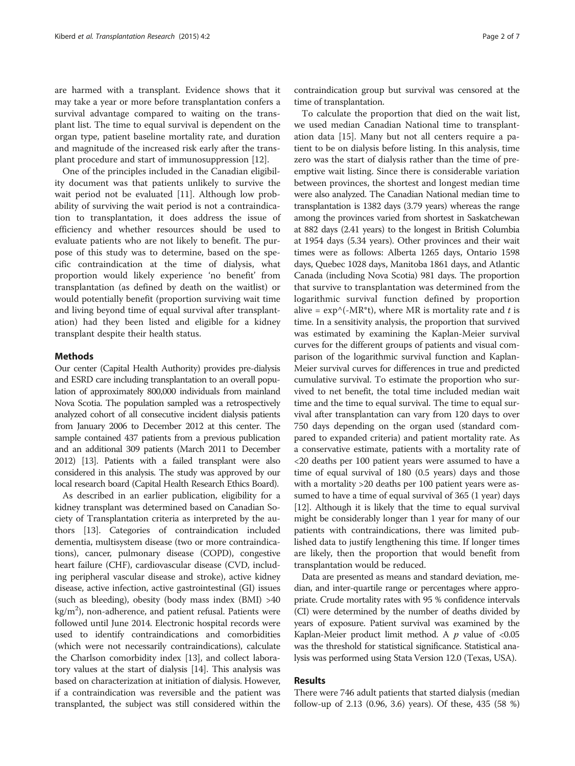are harmed with a transplant. Evidence shows that it may take a year or more before transplantation confers a survival advantage compared to waiting on the transplant list. The time to equal survival is dependent on the organ type, patient baseline mortality rate, and duration and magnitude of the increased risk early after the transplant procedure and start of immunosuppression [12].

One of the principles included in the Canadian eligibility document was that patients unlikely to survive the wait period not be evaluated [11]. Although low probability of surviving the wait period is not a contraindication to transplantation, it does address the issue of efficiency and whether resources should be used to evaluate patients who are not likely to benefit. The purpose of this study was to determine, based on the specific contraindication at the time of dialysis, what proportion would likely experience 'no benefit' from transplantation (as defined by death on the waitlist) or would potentially benefit (proportion surviving wait time and living beyond time of equal survival after transplantation) had they been listed and eligible for a kidney transplant despite their health status.

## Methods

Our center (Capital Health Authority) provides pre-dialysis and ESRD care including transplantation to an overall population of approximately 800,000 individuals from mainland Nova Scotia. The population sampled was a retrospectively analyzed cohort of all consecutive incident dialysis patients from January 2006 to December 2012 at this center. The sample contained 437 patients from a previous publication and an additional 309 patients (March 2011 to December 2012) [13]. Patients with a failed transplant were also considered in this analysis. The study was approved by our local research board (Capital Health Research Ethics Board).

As described in an earlier publication, eligibility for a kidney transplant was determined based on Canadian Society of Transplantation criteria as interpreted by the authors [13]. Categories of contraindication included dementia, multisystem disease (two or more contraindications), cancer, pulmonary disease (COPD), congestive heart failure (CHF), cardiovascular disease (CVD, including peripheral vascular disease and stroke), active kidney disease, active infection, active gastrointestinal (GI) issues (such as bleeding), obesity (body mass index (BMI) >40 kg/m$^2$), non-adherence, and patient refusal. Patients were followed until June 2014. Electronic hospital records were used to identify contraindications and comorbidities (which were not necessarily contraindications), calculate the Charlson comorbidity index [13], and collect laboratory values at the start of dialysis [14]. This analysis was based on characterization at initiation of dialysis. However, if a contraindication was reversible and the patient was transplanted, the subject was still considered within the contraindication group but survival was censored at the time of transplantation.

To calculate the proportion that died on the wait list, we used median Canadian National time to transplantation data [15]. Many but not all centers require a patient to be on dialysis before listing. In this analysis, time zero was the start of dialysis rather than the time of preemptive wait listing. Since there is considerable variation between provinces, the shortest and longest median time were also analyzed. The Canadian National median time to transplantation is 1382 days (3.79 years) whereas the range among the provinces varied from shortest in Saskatchewan at 882 days (2.41 years) to the longest in British Columbia at 1954 days (5.34 years). Other provinces and their wait times were as follows: Alberta 1265 days, Ontario 1598 days, Quebec 1028 days, Manitoba 1861 days, and Atlantic Canada (including Nova Scotia) 981 days. The proportion that survive to transplantation was determined from the logarithmic survival function defined by proportion alive = exp^(-MR*t), where MR is mortality rate and $t$ is time. In a sensitivity analysis, the proportion that survived was estimated by examining the Kaplan-Meier survival curves for the different groups of patients and visual comparison of the logarithmic survival function and Kaplan-Meier survival curves for differences in true and predicted cumulative survival. To estimate the proportion who survived to net benefit, the total time included median wait time and the time to equal survival. The time to equal survival after transplantation can vary from 120 days to over 750 days depending on the organ used (standard compared to expanded criteria) and patient mortality rate. As a conservative estimate, patients with a mortality rate of <20 deaths per 100 patient years were assumed to have a time of equal survival of 180 (0.5 years) days and those with a mortality >20 deaths per 100 patient years were assumed to have a time of equal survival of 365 (1 year) days [12]. Although it is likely that the time to equal survival might be considerably longer than 1 year for many of our patients with contraindications, there was limited published data to justify lengthening this time. If longer times are likely, then the proportion that would benefit from transplantation would be reduced.

Data are presented as means and standard deviation, median, and inter-quartile range or percentages where appropriate. Crude mortality rates with 95 % confidence intervals (CI) were determined by the number of deaths divided by years of exposure. Patient survival was examined by the Kaplan-Meier product limit method. A $p$ value of <0.05 was the threshold for statistical significance. Statistical analysis was performed using Stata Version 12.0 (Texas, USA).

## Results

There were 746 adult patients that started dialysis (median follow-up of 2.13 (0.96, 3.6) years). Of these, 435 (58 %)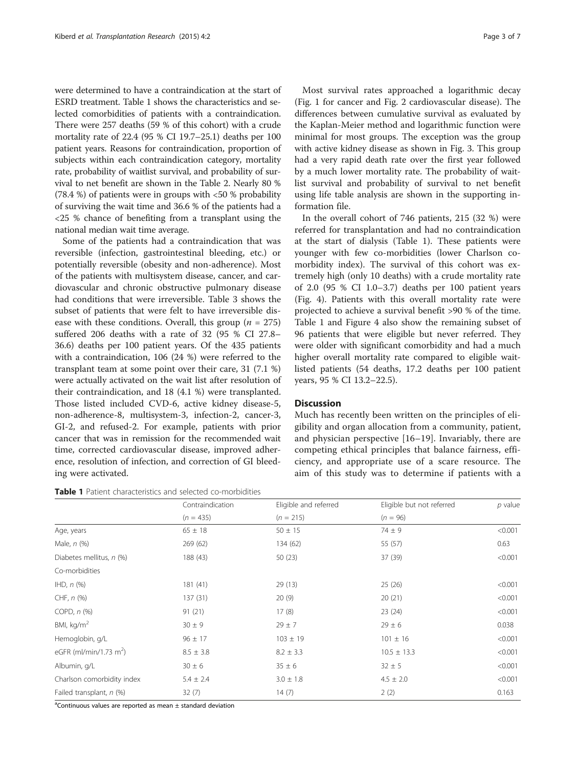were determined to have a contraindication at the start of ESRD treatment. Table 1 shows the characteristics and selected comorbidities of patients with a contraindication. There were 257 deaths (59 % of this cohort) with a crude mortality rate of 22.4 (95 % CI 19.7–25.1) deaths per 100 patient years. Reasons for contraindication, proportion of subjects within each contraindication category, mortality rate, probability of waitlist survival, and probability of survival to net benefit are shown in the Table 2. Nearly 80 % (78.4 %) of patients were in groups with <50 % probability of surviving the wait time and 36.6 % of the patients had a <25 % chance of benefiting from a transplant using the national median wait time average.

Some of the patients had a contraindication that was reversible (infection, gastrointestinal bleeding, etc.) or potentially reversible (obesity and non-adherence). Most of the patients with multisystem disease, cancer, and cardiovascular and chronic obstructive pulmonary disease had conditions that were irreversible. Table 3 shows the subset of patients that were felt to have irreversible disease with these conditions. Overall, this group ($n$ = 275) suffered 206 deaths with a rate of 32 (95 % CI 27.8–36.6) deaths per 100 patient years. Of the 435 patients with a contraindication, 106 (24 %) were referred to the transplant team at some point over their care, 31 (7.1 %) were actually activated on the wait list after resolution of their contraindication, and 18 (4.1 %) were transplanted. Those listed included CVD-6, active kidney disease-5, non-adherence-8, multisystem-3, infection-2, cancer-3, GI-2, and refused-2. For example, patients with prior cancer that was in remission for the recommended wait time, corrected cardiovascular disease, improved adherence, resolution of infection, and correction of GI bleeding were activated.

Most survival rates approached a logarithmic decay (Fig. 1 for cancer and Fig. 2 cardiovascular disease). The differences between cumulative survival as evaluated by the Kaplan-Meier method and logarithmic function were minimal for most groups. The exception was the group with active kidney disease as shown in Fig. 3. This group had a very rapid death rate over the first year followed by a much lower mortality rate. The probability of waitlist survival and probability of survival to net benefit using life table analysis are shown in the supporting information file.

In the overall cohort of 746 patients, 215 (32 %) were referred for transplantation and had no contraindication at the start of dialysis (Table 1). These patients were younger with few co-morbidities (lower Charlson comorbidity index). The survival of this cohort was extremely high (only 10 deaths) with a crude mortality rate of 2.0 (95 % CI 1.0–3.7) deaths per 100 patient years (Fig. 4). Patients with this overall mortality rate were projected to achieve a survival benefit >90 % of the time. Table 1 and Figure 4 also show the remaining subset of 96 patients that were eligible but never referred. They were older with significant comorbidity and had a much higher overall mortality rate compared to eligible waitlisted patients (54 deaths, 17.2 deaths per 100 patient years, 95 % CI 13.2–22.5).

## Discussion

Much has recently been written on the principles of eligibility and organ allocation from a community, patient, and physician perspective [16–19]. Invariably, there are competing ethical principles that balance fairness, efficiency, and appropriate use of a scare resource. The aim of this study was to determine if patients with a

**Table 1** Patient characteristics and selected co-morbidities

| | Contraindication | Eligible and referred | Eligible but not referred | $p$ value |
|---|---|---|---|---|
| | ($n$ = 435) | ($n$ = 215) | ($n$ = 96) | |
| Age, years | 65 ± 18 | 50 ± 15 | 74 ± 9 | <0.001 |
| Male, $n$ (%) | 269 (62) | 134 (62) | 55 (57) | 0.63 |
| Diabetes mellitus, $n$ (%) | 188 (43) | 50 (23) | 37 (39) | <0.001 |
| Co-morbidities | | | | |
| IHD, $n$ (%) | 181 (41) | 29 (13) | 25 (26) | <0.001 |
| CHF, $n$ (%) | 137 (31) | 20 (9) | 20 (21) | <0.001 |
| COPD, $n$ (%) | 91 (21) | 17 (8) | 23 (24) | <0.001 |
| BMI, kg/m$^2$ | 30 ± 9 | 29 ± 7 | 29 ± 6 | 0.038 |
| Hemoglobin, g/L | 96 ± 17 | 103 ± 19 | 101 ± 16 | <0.001 |
| eGFR (ml/min/1.73 m$^2$) | 8.5 ± 3.8 | 8.2 ± 3.3 | 10.5 ± 13.3 | <0.001 |
| Albumin, g/L | 30 ± 6 | 35 ± 6 | 32 ± 5 | <0.001 |
| Charlson comorbidity index | 5.4 ± 2.4 | 3.0 ± 1.8 | 4.5 ± 2.0 | <0.001 |
| Failed transplant, $n$ (%) | 32 (7) | 14 (7) | 2 (2) | 0.163 |

[a]Continuous values are reported as mean ± standard deviation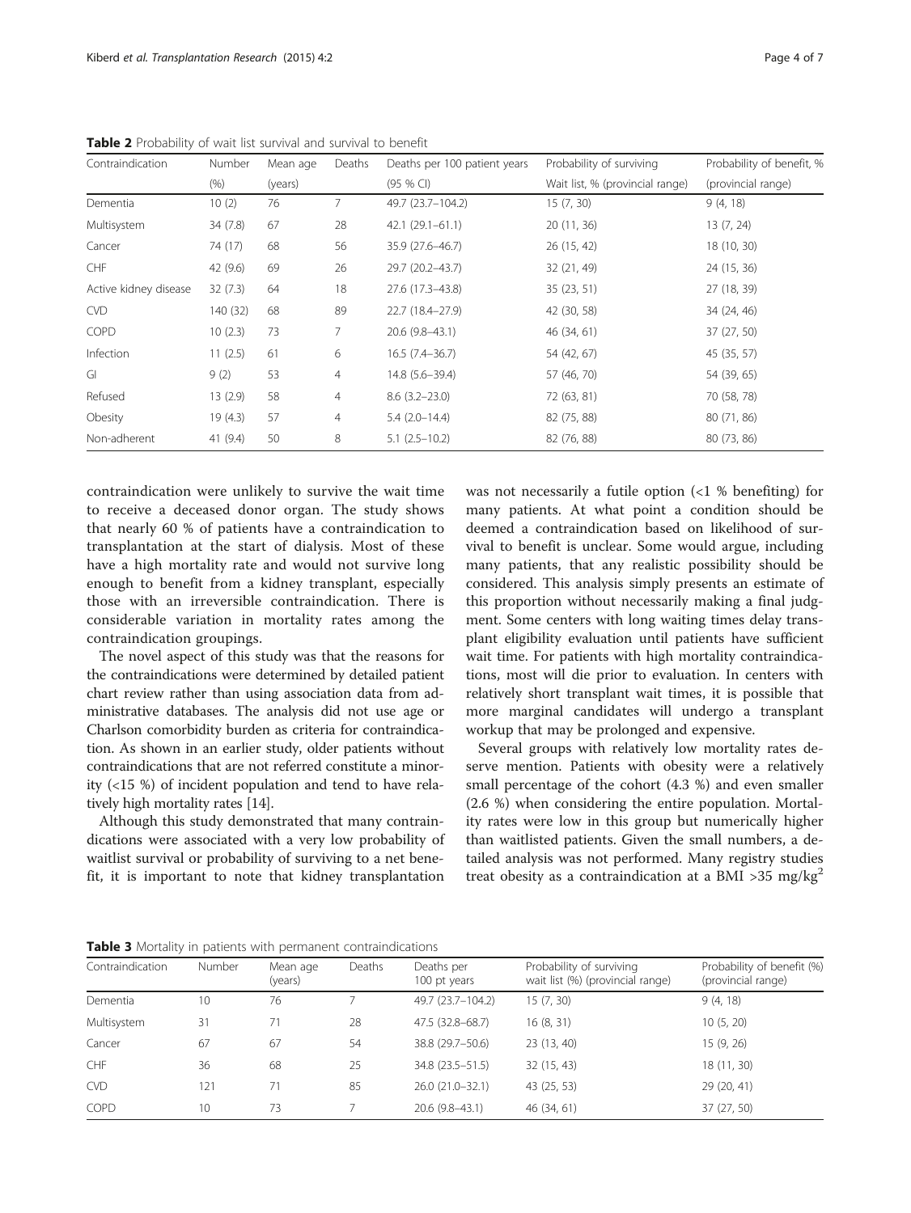**Table 2** Probability of wait list survival and survival to benefit

| Contraindication | Number (%) | Mean age (years) | Deaths | Deaths per 100 patient years (95 % CI) | Probability of surviving Wait list, % (provincial range) | Probability of benefit, % (provincial range) |
|---|---|---|---|---|---|---|
| Dementia | 10 (2) | 76 | 7 | 49.7 (23.7–104.2) | 15 (7, 30) | 9 (4, 18) |
| Multisystem | 34 (7.8) | 67 | 28 | 42.1 (29.1–61.1) | 20 (11, 36) | 13 (7, 24) |
| Cancer | 74 (17) | 68 | 56 | 35.9 (27.6–46.7) | 26 (15, 42) | 18 (10, 30) |
| CHF | 42 (9.6) | 69 | 26 | 29.7 (20.2–43.7) | 32 (21, 49) | 24 (15, 36) |
| Active kidney disease | 32 (7.3) | 64 | 18 | 27.6 (17.3–43.8) | 35 (23, 51) | 27 (18, 39) |
| CVD | 140 (32) | 68 | 89 | 22.7 (18.4–27.9) | 42 (30, 58) | 34 (24, 46) |
| COPD | 10 (2.3) | 73 | 7 | 20.6 (9.8–43.1) | 46 (34, 61) | 37 (27, 50) |
| Infection | 11 (2.5) | 61 | 6 | 16.5 (7.4–36.7) | 54 (42, 67) | 45 (35, 57) |
| GI | 9 (2) | 53 | 4 | 14.8 (5.6–39.4) | 57 (46, 70) | 54 (39, 65) |
| Refused | 13 (2.9) | 58 | 4 | 8.6 (3.2–23.0) | 72 (63, 81) | 70 (58, 78) |
| Obesity | 19 (4.3) | 57 | 4 | 5.4 (2.0–14.4) | 82 (75, 88) | 80 (71, 86) |
| Non-adherent | 41 (9.4) | 50 | 8 | 5.1 (2.5–10.2) | 82 (76, 88) | 80 (73, 86) |

contraindication were unlikely to survive the wait time to receive a deceased donor organ. The study shows that nearly 60 % of patients have a contraindication to transplantation at the start of dialysis. Most of these have a high mortality rate and would not survive long enough to benefit from a kidney transplant, especially those with an irreversible contraindication. There is considerable variation in mortality rates among the contraindication groupings.

The novel aspect of this study was that the reasons for the contraindications were determined by detailed patient chart review rather than using association data from administrative databases. The analysis did not use age or Charlson comorbidity burden as criteria for contraindication. As shown in an earlier study, older patients without contraindications that are not referred constitute a minority (<15 %) of incident population and tend to have relatively high mortality rates [14].

Although this study demonstrated that many contraindications were associated with a very low probability of waitlist survival or probability of surviving to a net benefit, it is important to note that kidney transplantation was not necessarily a futile option (<1 % benefiting) for many patients. At what point a condition should be deemed a contraindication based on likelihood of survival to benefit is unclear. Some would argue, including many patients, that any realistic possibility should be considered. This analysis simply presents an estimate of this proportion without necessarily making a final judgment. Some centers with long waiting times delay transplant eligibility evaluation until patients have sufficient wait time. For patients with high mortality contraindications, most will die prior to evaluation. In centers with relatively short transplant wait times, it is possible that more marginal candidates will undergo a transplant workup that may be prolonged and expensive.

Several groups with relatively low mortality rates deserve mention. Patients with obesity were a relatively small percentage of the cohort (4.3 %) and even smaller (2.6 %) when considering the entire population. Mortality rates were low in this group but numerically higher than waitlisted patients. Given the small numbers, a detailed analysis was not performed. Many registry studies treat obesity as a contraindication at a BMI >35 mg/kg$^2$

**Table 3** Mortality in patients with permanent contraindications

| Contraindication | Number | Mean age (years) | Deaths | Deaths per 100 pt years | Probability of surviving wait list (%) (provincial range) | Probability of benefit (%) (provincial range) |
|---|---|---|---|---|---|---|
| Dementia | 10 | 76 | 7 | 49.7 (23.7–104.2) | 15 (7, 30) | 9 (4, 18) |
| Multisystem | 31 | 71 | 28 | 47.5 (32.8–68.7) | 16 (8, 31) | 10 (5, 20) |
| Cancer | 67 | 67 | 54 | 38.8 (29.7–50.6) | 23 (13, 40) | 15 (9, 26) |
| CHF | 36 | 68 | 25 | 34.8 (23.5–51.5) | 32 (15, 43) | 18 (11, 30) |
| CVD | 121 | 71 | 85 | 26.0 (21.0–32.1) | 43 (25, 53) | 29 (20, 41) |
| COPD | 10 | 73 | 7 | 20.6 (9.8–43.1) | 46 (34, 61) | 37 (27, 50) |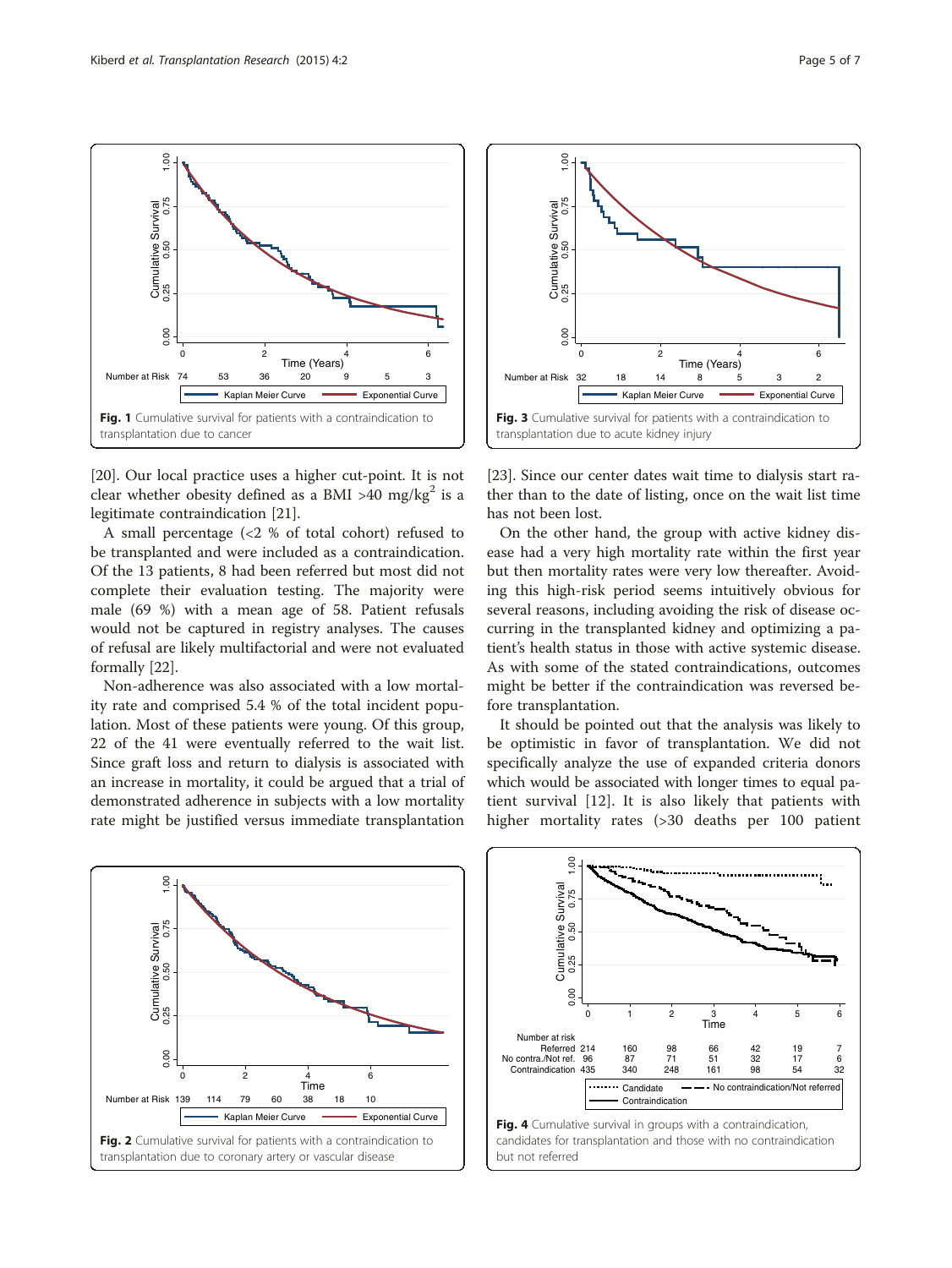Fig. 1 Cumulative survival for patients with a contraindication to transplantation due to cancer

Fig. 3 Cumulative survival for patients with a contraindication to transplantation due to acute kidney injury

[20]. Our local practice uses a higher cut-point. It is not clear whether obesity defined as a BMI >40 mg/kg$^2$ is a legitimate contraindication [21].

A small percentage (<2 % of total cohort) refused to be transplanted and were included as a contraindication. Of the 13 patients, 8 had been referred but most did not complete their evaluation testing. The majority were male (69 %) with a mean age of 58. Patient refusals would not be captured in registry analyses. The causes of refusal are likely multifactorial and were not evaluated formally [22].

Non-adherence was also associated with a low mortality rate and comprised 5.4 % of the total incident population. Most of these patients were young. Of this group, 22 of the 41 were eventually referred to the wait list. Since graft loss and return to dialysis is associated with an increase in mortality, it could be argued that a trial of demonstrated adherence in subjects with a low mortality rate might be justified versus immediate transplantation [23]. Since our center dates wait time to dialysis start rather than to the date of listing, once on the wait list time has not been lost.

On the other hand, the group with active kidney disease had a very high mortality rate within the first year but then mortality rates were very low thereafter. Avoiding this high-risk period seems intuitively obvious for several reasons, including avoiding the risk of disease occurring in the transplanted kidney and optimizing a patient's health status in those with active systemic disease. As with some of the stated contraindications, outcomes might be better if the contraindication was reversed before transplantation.

It should be pointed out that the analysis was likely to be optimistic in favor of transplantation. We did not specifically analyze the use of expanded criteria donors which would be associated with longer times to equal patient survival [12]. It is also likely that patients with higher mortality rates (>30 deaths per 100 patient

Fig. 2 Cumulative survival for patients with a contraindication to transplantation due to coronary artery or vascular disease

Fig. 4 Cumulative survival in groups with a contraindication, candidates for transplantation and those with no contraindication but not referred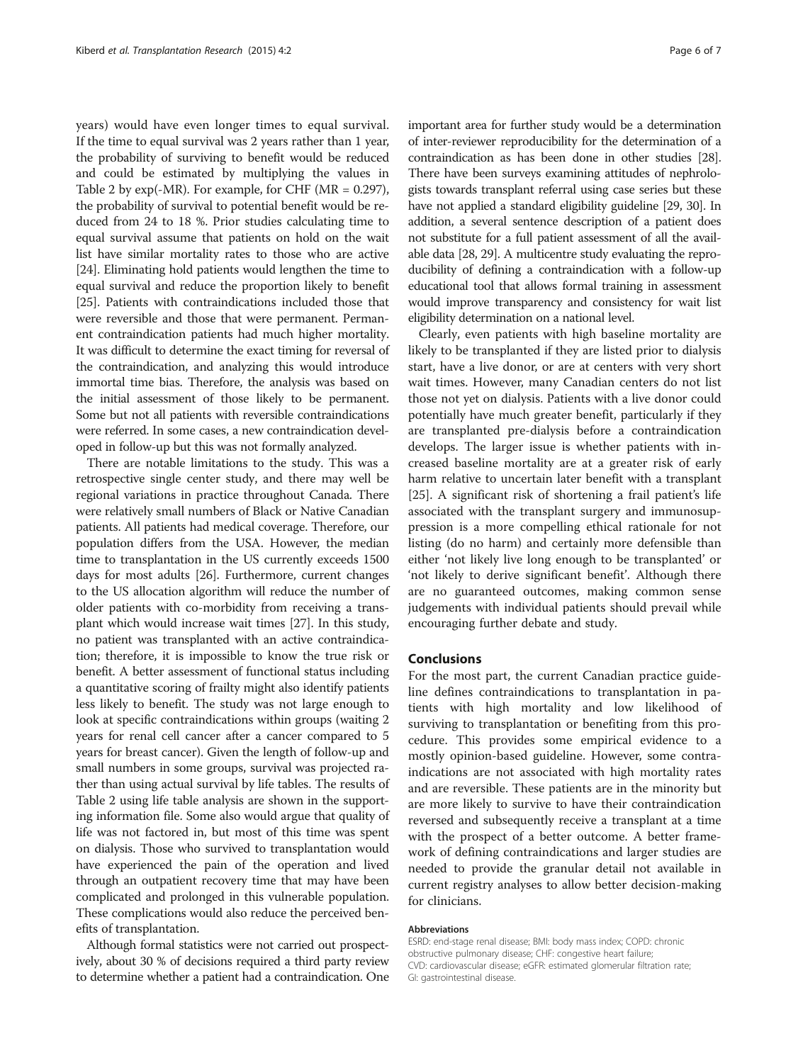years) would have even longer times to equal survival. If the time to equal survival was 2 years rather than 1 year, the probability of surviving to benefit would be reduced and could be estimated by multiplying the values in Table 2 by exp(-MR). For example, for CHF (MR = 0.297), the probability of survival to potential benefit would be reduced from 24 to 18 %. Prior studies calculating time to equal survival assume that patients on hold on the wait list have similar mortality rates to those who are active [24]. Eliminating hold patients would lengthen the time to equal survival and reduce the proportion likely to benefit [25]. Patients with contraindications included those that were reversible and those that were permanent. Permanent contraindication patients had much higher mortality. It was difficult to determine the exact timing for reversal of the contraindication, and analyzing this would introduce immortal time bias. Therefore, the analysis was based on the initial assessment of those likely to be permanent. Some but not all patients with reversible contraindications were referred. In some cases, a new contraindication developed in follow-up but this was not formally analyzed.

There are notable limitations to the study. This was a retrospective single center study, and there may well be regional variations in practice throughout Canada. There were relatively small numbers of Black or Native Canadian patients. All patients had medical coverage. Therefore, our population differs from the USA. However, the median time to transplantation in the US currently exceeds 1500 days for most adults [26]. Furthermore, current changes to the US allocation algorithm will reduce the number of older patients with co-morbidity from receiving a transplant which would increase wait times [27]. In this study, no patient was transplanted with an active contraindication; therefore, it is impossible to know the true risk or benefit. A better assessment of functional status including a quantitative scoring of frailty might also identify patients less likely to benefit. The study was not large enough to look at specific contraindications within groups (waiting 2 years for renal cell cancer after a cancer compared to 5 years for breast cancer). Given the length of follow-up and small numbers in some groups, survival was projected rather than using actual survival by life tables. The results of Table 2 using life table analysis are shown in the supporting information file. Some also would argue that quality of life was not factored in, but most of this time was spent on dialysis. Those who survived to transplantation would have experienced the pain of the operation and lived through an outpatient recovery time that may have been complicated and prolonged in this vulnerable population. These complications would also reduce the perceived benefits of transplantation.

Although formal statistics were not carried out prospectively, about 30 % of decisions required a third party review to determine whether a patient had a contraindication. One important area for further study would be a determination of inter-reviewer reproducibility for the determination of a contraindication as has been done in other studies [28]. There have been surveys examining attitudes of nephrologists towards transplant referral using case series but these have not applied a standard eligibility guideline [29, 30]. In addition, a several sentence description of a patient does not substitute for a full patient assessment of all the available data [28, 29]. A multicentre study evaluating the reproducibility of defining a contraindication with a follow-up educational tool that allows formal training in assessment would improve transparency and consistency for wait list eligibility determination on a national level.

Clearly, even patients with high baseline mortality are likely to be transplanted if they are listed prior to dialysis start, have a live donor, or are at centers with very short wait times. However, many Canadian centers do not list those not yet on dialysis. Patients with a live donor could potentially have much greater benefit, particularly if they are transplanted pre-dialysis before a contraindication develops. The larger issue is whether patients with increased baseline mortality are at a greater risk of early harm relative to uncertain later benefit with a transplant [25]. A significant risk of shortening a frail patient's life associated with the transplant surgery and immunosuppression is a more compelling ethical rationale for not listing (do no harm) and certainly more defensible than either 'not likely live long enough to be transplanted' or 'not likely to derive significant benefit'. Although there are no guaranteed outcomes, making common sense judgements with individual patients should prevail while encouraging further debate and study.

## Conclusions

For the most part, the current Canadian practice guideline defines contraindications to transplantation in patients with high mortality and low likelihood of surviving to transplantation or benefiting from this procedure. This provides some empirical evidence to a mostly opinion-based guideline. However, some contraindications are not associated with high mortality rates and are reversible. These patients are in the minority but are more likely to survive to have their contraindication reversed and subsequently receive a transplant at a time with the prospect of a better outcome. A better framework of defining contraindications and larger studies are needed to provide the granular detail not available in current registry analyses to allow better decision-making for clinicians.

#### Abbreviations

ESRD: end-stage renal disease; BMI: body mass index; COPD: chronic obstructive pulmonary disease; CHF: congestive heart failure; CVD: cardiovascular disease; eGFR: estimated glomerular filtration rate; GI: gastrointestinal disease.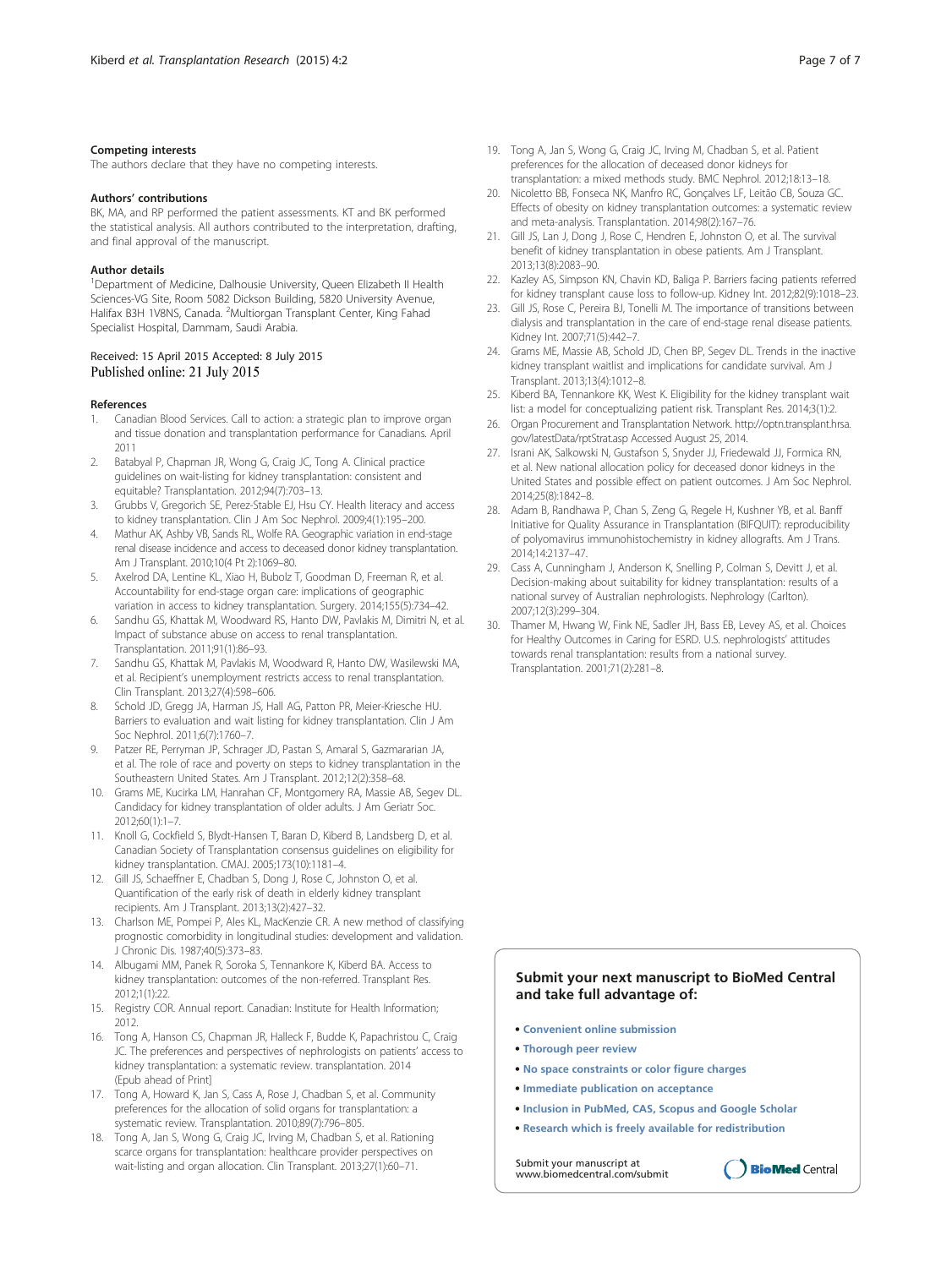### Competing interests

The authors declare that they have no competing interests.

### Authors' contributions

BK, MA, and RP performed the patient assessments. KT and BK performed the statistical analysis. All authors contributed to the interpretation, drafting, and final approval of the manuscript.

### Author details

[1]Department of Medicine, Dalhousie University, Queen Elizabeth II Health Sciences-VG Site, Room 5082 Dickson Building, 5820 University Avenue, Halifax B3H 1V8NS, Canada. [2]Multiorgan Transplant Center, King Fahad Specialist Hospital, Dammam, Saudi Arabia.

Received: 15 April 2015 Accepted: 8 July 2015
Published online: 21 July 2015

### References

1. Canadian Blood Services. Call to action: a strategic plan to improve organ and tissue donation and transplantation performance for Canadians. April 2011
2. Batabyal P, Chapman JR, Wong G, Craig JC, Tong A. Clinical practice guidelines on wait-listing for kidney transplantation: consistent and equitable? Transplantation. 2012;94(7):703–13.
3. Grubbs V, Gregorich SE, Perez-Stable EJ, Hsu CY. Health literacy and access to kidney transplantation. Clin J Am Soc Nephrol. 2009;4(1):195–200.
4. Mathur AK, Ashby VB, Sands RL, Wolfe RA. Geographic variation in end-stage renal disease incidence and access to deceased donor kidney transplantation. Am J Transplant. 2010;10(4 Pt 2):1069–80.
5. Axelrod DA, Lentine KL, Xiao H, Bubolz T, Goodman D, Freeman R, et al. Accountability for end-stage organ care: implications of geographic variation in access to kidney transplantation. Surgery. 2014;155(5):734–42.
6. Sandhu GS, Khattak M, Woodward RS, Hanto DW, Pavlakis M, Dimitri N, et al. Impact of substance abuse on access to renal transplantation. Transplantation. 2011;91(1):86–93.
7. Sandhu GS, Khattak M, Pavlakis M, Woodward R, Hanto DW, Wasilewski MA, et al. Recipient's unemployment restricts access to renal transplantation. Clin Transplant. 2013;27(4):598–606.
8. Schold JD, Gregg JA, Harman JS, Hall AG, Patton PR, Meier-Kriesche HU. Barriers to evaluation and wait listing for kidney transplantation. Clin J Am Soc Nephrol. 2011;6(7):1760–7.
9. Patzer RE, Perryman JP, Schrager JD, Pastan S, Amaral S, Gazmararian JA, et al. The role of race and poverty on steps to kidney transplantation in the Southeastern United States. Am J Transplant. 2012;12(2):358–68.
10. Grams ME, Kucirka LM, Hanrahan CF, Montgomery RA, Massie AB, Segev DL. Candidacy for kidney transplantation of older adults. J Am Geriatr Soc. 2012;60(1):1–7.
11. Knoll G, Cockfield S, Blydt-Hansen T, Baran D, Kiberd B, Landsberg D, et al. Canadian Society of Transplantation consensus guidelines on eligibility for kidney transplantation. CMAJ. 2005;173(10):1181–4.
12. Gill JS, Schaeffner E, Chadban S, Dong J, Rose C, Johnston O, et al. Quantification of the early risk of death in elderly kidney transplant recipients. Am J Transplant. 2013;13(2):427–32.
13. Charlson ME, Pompei P, Ales KL, MacKenzie CR. A new method of classifying prognostic comorbidity in longitudinal studies: development and validation. J Chronic Dis. 1987;40(5):373–83.
14. Albugami MM, Panek R, Soroka S, Tennankore K, Kiberd BA. Access to kidney transplantation: outcomes of the non-referred. Transplant Res. 2012;1(1):22.
15. Registry COR. Annual report. Canadian: Institute for Health Information; 2012.
16. Tong A, Hanson CS, Chapman JR, Halleck F, Budde K, Papachristou C, Craig JC. The preferences and perspectives of nephrologists on patients' access to kidney transplantation: a systematic review. transplantation. 2014 (Epub ahead of Print]
17. Tong A, Howard K, Jan S, Cass A, Rose J, Chadban S, et al. Community preferences for the allocation of solid organs for transplantation: a systematic review. Transplantation. 2010;89(7):796–805.
18. Tong A, Jan S, Wong G, Craig JC, Irving M, Chadban S, et al. Rationing scarce organs for transplantation: healthcare provider perspectives on wait-listing and organ allocation. Clin Transplant. 2013;27(1):60–71.
19. Tong A, Jan S, Wong G, Craig JC, Irving M, Chadban S, et al. Patient preferences for the allocation of deceased donor kidneys for transplantation: a mixed methods study. BMC Nephrol. 2012;18:13–18.
20. Nicoletto BB, Fonseca NK, Manfro RC, Gonçalves LF, Leitão CB, Souza GC. Effects of obesity on kidney transplantation outcomes: a systematic review and meta-analysis. Transplantation. 2014;98(2):167–76.
21. Gill JS, Lan J, Dong J, Rose C, Hendren E, Johnston O, et al. The survival benefit of kidney transplantation in obese patients. Am J Transplant. 2013;13(8):2083–90.
22. Kazley AS, Simpson KN, Chavin KD, Baliga P. Barriers facing patients referred for kidney transplant cause loss to follow-up. Kidney Int. 2012;82(9):1018–23.
23. Gill JS, Rose C, Pereira BJ, Tonelli M. The importance of transitions between dialysis and transplantation in the care of end-stage renal disease patients. Kidney Int. 2007;71(5):442–7.
24. Grams ME, Massie AB, Schold JD, Chen BP, Segev DL. Trends in the inactive kidney transplant waitlist and implications for candidate survival. Am J Transplant. 2013;13(4):1012–8.
25. Kiberd BA, Tennankore KK, West K. Eligibility for the kidney transplant wait list: a model for conceptualizing patient risk. Transplant Res. 2014;3(1):2.
26. Organ Procurement and Transplantation Network. http://optn.transplant.hrsa.gov/latestData/rptStrat.asp Accessed August 25, 2014.
27. Israni AK, Salkowski N, Gustafson S, Snyder JJ, Friedewald JJ, Formica RN, et al. New national allocation policy for deceased donor kidneys in the United States and possible effect on patient outcomes. J Am Soc Nephrol. 2014;25(8):1842–8.
28. Adam B, Randhawa P, Chan S, Zeng G, Regele H, Kushner YB, et al. Banff Initiative for Quality Assurance in Transplantation (BIFQUIT): reproducibility of polyomavirus immunohistochemistry in kidney allografts. Am J Trans. 2014;14:2137–47.
29. Cass A, Cunningham J, Anderson K, Snelling P, Colman S, Devitt J, et al. Decision-making about suitability for kidney transplantation: results of a national survey of Australian nephrologists. Nephrology (Carlton). 2007;12(3):299–304.
30. Thamer M, Hwang W, Fink NE, Sadler JH, Bass EB, Levey AS, et al. Choices for Healthy Outcomes in Caring for ESRD. U.S. nephrologists' attitudes towards renal transplantation: results from a national survey. Transplantation. 2001;71(2):281–8.

**Submit your next manuscript to BioMed Central and take full advantage of:**

- Convenient online submission
- Thorough peer review
- No space constraints or color figure charges
- Immediate publication on acceptance
- Inclusion in PubMed, CAS, Scopus and Google Scholar
- Research which is freely available for redistribution

Submit your manuscript at
www.biomedcentral.com/submit

BioMed Central